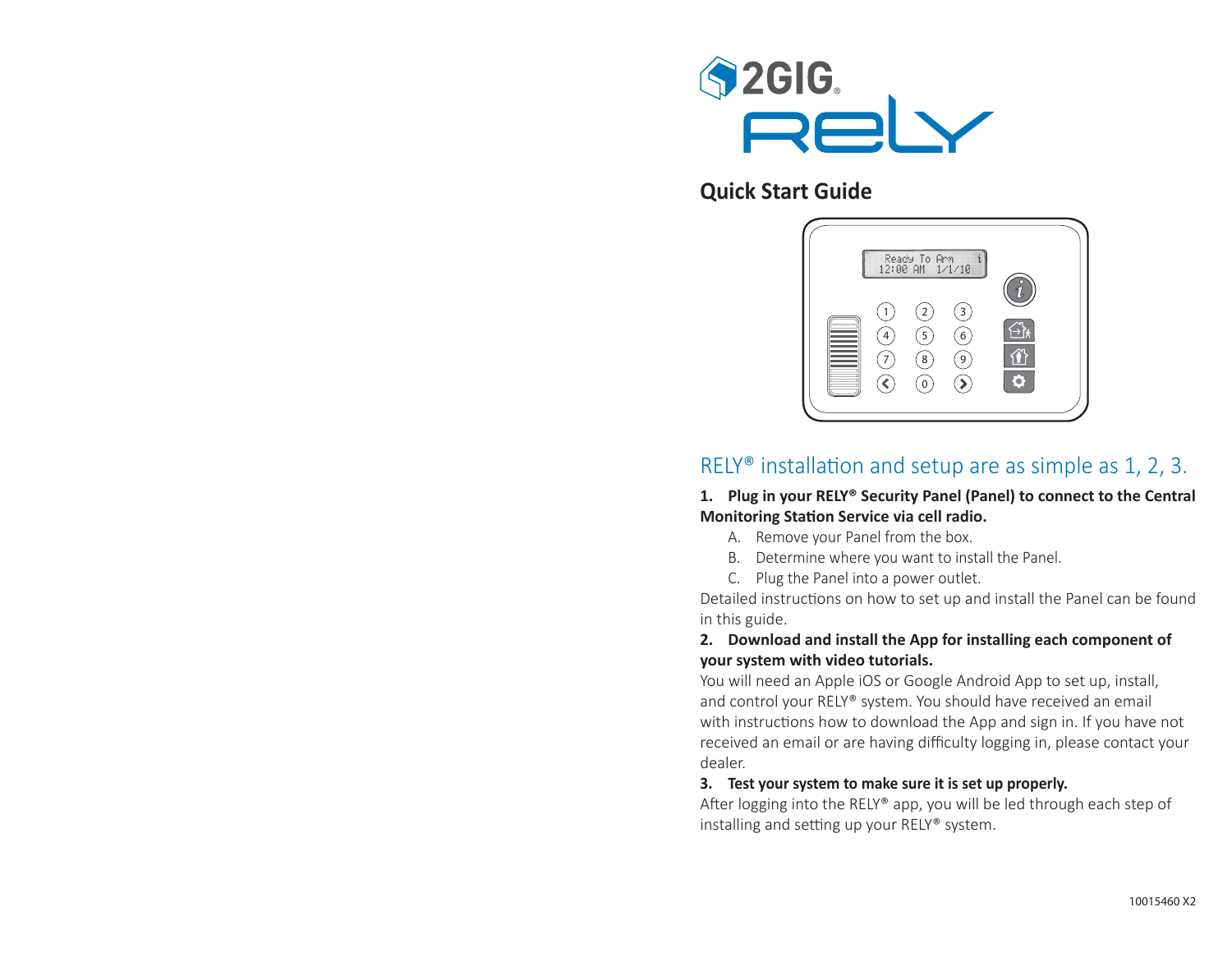# 2GIG RELY

## Quick Start Guide

## RELY® installation and setup are as simple as 1, 2, 3.

**1. Plug in your RELY® Security Panel (Panel) to connect to the Central Monitoring Station Service via cell radio.**

A. Remove your Panel from the box.

B. Determine where you want to install the Panel.

C. Plug the Panel into a power outlet.

Detailed instructions on how to set up and install the Panel can be found in this guide.

**2. Download and install the App for installing each component of your system with video tutorials.**

You will need an Apple iOS or Google Android App to set up, install, and control your RELY® system. You should have received an email with instructions how to download the App and sign in. If you have not received an email or are having difficulty logging in, please contact your dealer.

**3. Test your system to make sure it is set up properly.**

After logging into the RELY® app, you will be led through each step of installing and setting up your RELY® system.

10015460 X2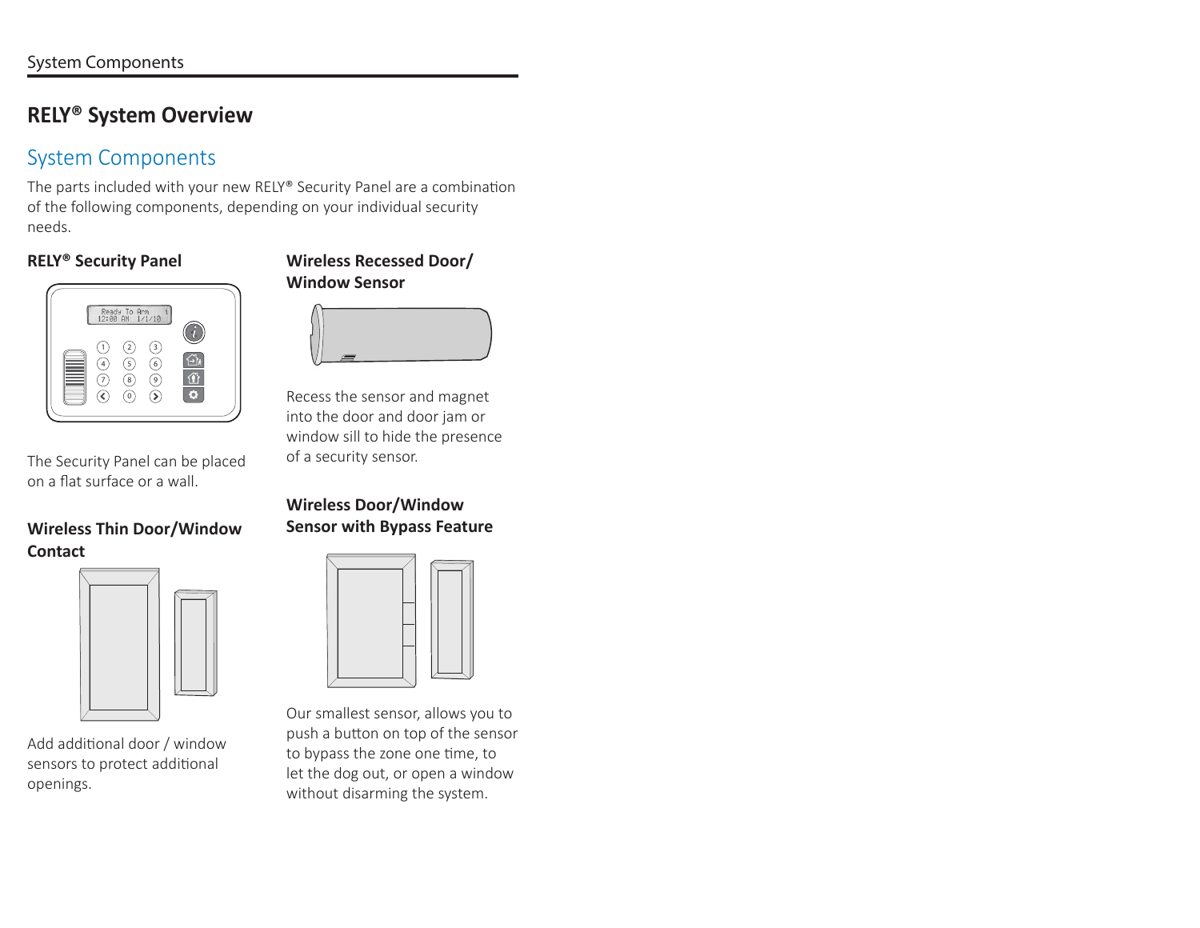# RELY® System Overview

## System Components

The parts included with your new RELY® Security Panel are a combination of the following components, depending on your individual security needs.

### RELY® Security Panel

The Security Panel can be placed on a flat surface or a wall.

### Wireless Thin Door/Window Contact

Add additional door / window sensors to protect additional openings.

### Wireless Recessed Door/ Window Sensor

Recess the sensor and magnet into the door and door jam or window sill to hide the presence of a security sensor.

### Wireless Door/Window Sensor with Bypass Feature

Our smallest sensor, allows you to push a button on top of the sensor to bypass the zone one time, to let the dog out, or open a window without disarming the system.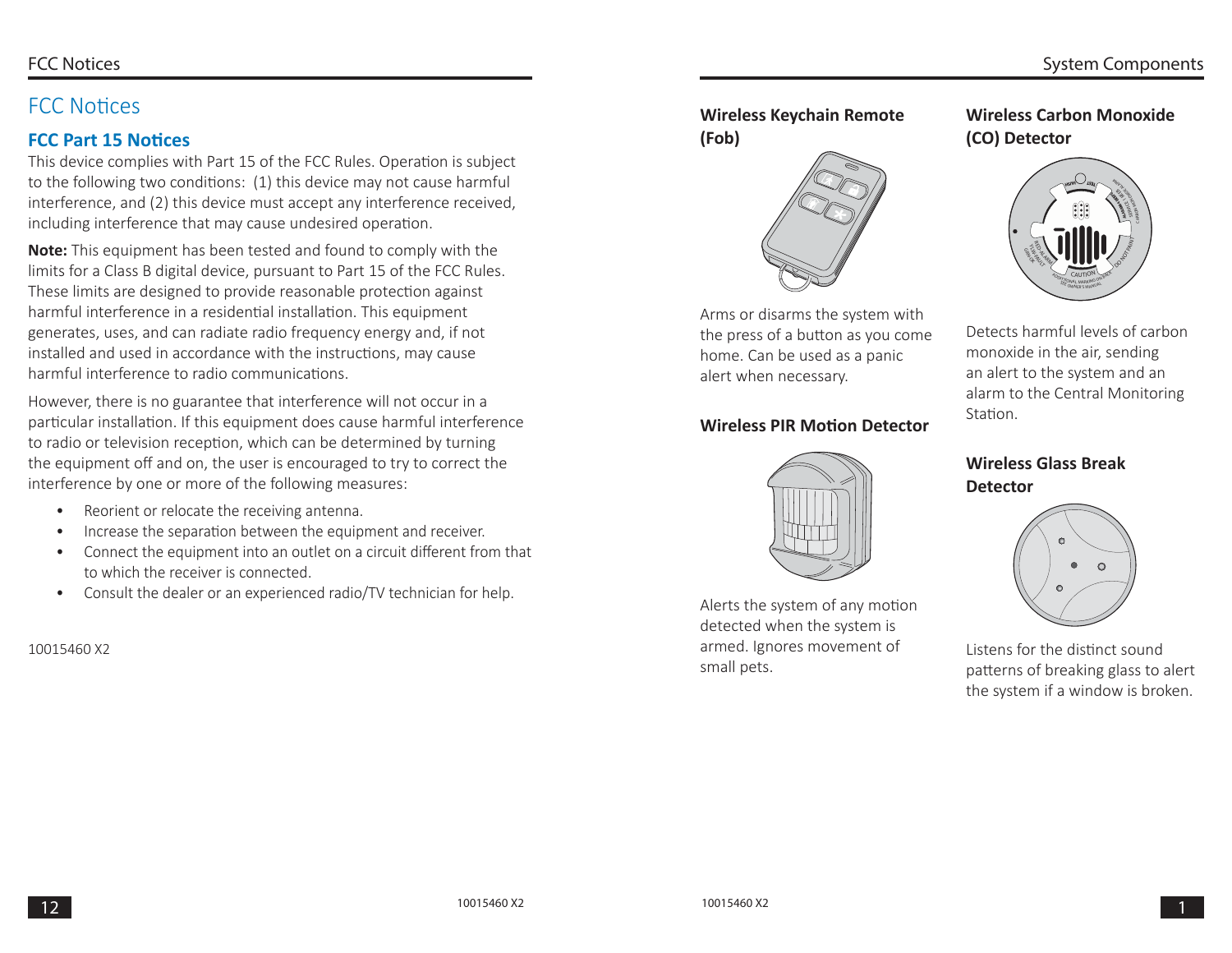# FCC Notices

## FCC Part 15 Notices

This device complies with Part 15 of the FCC Rules. Operation is subject to the following two conditions: (1) this device may not cause harmful interference, and (2) this device must accept any interference received, including interference that may cause undesired operation.

**Note:** This equipment has been tested and found to comply with the limits for a Class B digital device, pursuant to Part 15 of the FCC Rules. These limits are designed to provide reasonable protection against harmful interference in a residential installation. This equipment generates, uses, and can radiate radio frequency energy and, if not installed and used in accordance with the instructions, may cause harmful interference to radio communications.

However, there is no guarantee that interference will not occur in a particular installation. If this equipment does cause harmful interference to radio or television reception, which can be determined by turning the equipment off and on, the user is encouraged to try to correct the interference by one or more of the following measures:

- Reorient or relocate the receiving antenna.
- Increase the separation between the equipment and receiver.
- Connect the equipment into an outlet on a circuit different from that to which the receiver is connected.
- Consult the dealer or an experienced radio/TV technician for help.

10015460 X2

# System Components

**Wireless Keychain Remote (Fob)**

Arms or disarms the system with the press of a button as you come home. Can be used as a panic alert when necessary.

**Wireless PIR Motion Detector**

Alerts the system of any motion detected when the system is armed. Ignores movement of small pets.

**Wireless Carbon Monoxide (CO) Detector**

Detects harmful levels of carbon monoxide in the air, sending an alert to the system and an alarm to the Central Monitoring Station.

**Wireless Glass Break Detector**

Listens for the distinct sound patterns of breaking glass to alert the system if a window is broken.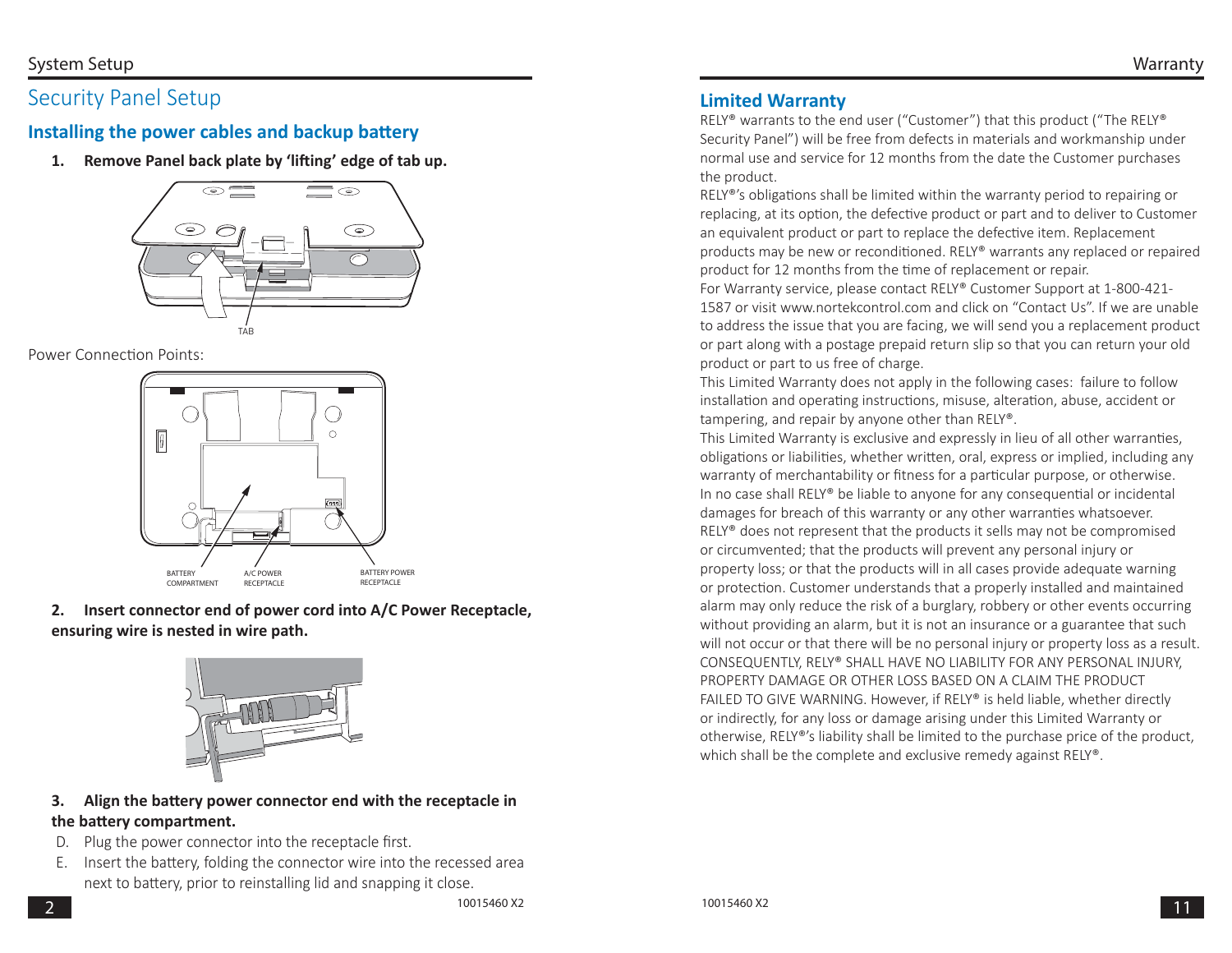# Security Panel Setup

## Installing the power cables and backup battery

**1. Remove Panel back plate by 'lifting' edge of tab up.**

TAB

Power Connection Points:

BATTERY COMPARTMENT

A/C POWER RECEPTACLE

BATTERY POWER RECEPTACLE

**2. Insert connector end of power cord into A/C Power Receptacle, ensuring wire is nested in wire path.**

**3. Align the battery power connector end with the receptacle in the battery compartment.**

D. Plug the power connector into the receptacle first.

E. Insert the battery, folding the connector wire into the recessed area next to battery, prior to reinstalling lid and snapping it close.

10015460 X2

## Limited Warranty

RELY® warrants to the end user ("Customer") that this product ("The RELY® Security Panel") will be free from defects in materials and workmanship under normal use and service for 12 months from the date the Customer purchases the product.

RELY®'s obligations shall be limited within the warranty period to repairing or replacing, at its option, the defective product or part and to deliver to Customer an equivalent product or part to replace the defective item. Replacement products may be new or reconditioned. RELY® warrants any replaced or repaired product for 12 months from the time of replacement or repair.

For Warranty service, please contact RELY® Customer Support at 1-800-421-1587 or visit www.nortekcontrol.com and click on "Contact Us". If we are unable to address the issue that you are facing, we will send you a replacement product or part along with a postage prepaid return slip so that you can return your old product or part to us free of charge.

This Limited Warranty does not apply in the following cases: failure to follow installation and operating instructions, misuse, alteration, abuse, accident or tampering, and repair by anyone other than RELY®.

This Limited Warranty is exclusive and expressly in lieu of all other warranties, obligations or liabilities, whether written, oral, express or implied, including any warranty of merchantability or fitness for a particular purpose, or otherwise. In no case shall RELY® be liable to anyone for any consequential or incidental damages for breach of this warranty or any other warranties whatsoever.

RELY® does not represent that the products it sells may not be compromised or circumvented; that the products will prevent any personal injury or property loss; or that the products will in all cases provide adequate warning or protection. Customer understands that a properly installed and maintained alarm may only reduce the risk of a burglary, robbery or other events occurring without providing an alarm, but it is not an insurance or a guarantee that such will not occur or that there will be no personal injury or property loss as a result. CONSEQUENTLY, RELY® SHALL HAVE NO LIABILITY FOR ANY PERSONAL INJURY, PROPERTY DAMAGE OR OTHER LOSS BASED ON A CLAIM THE PRODUCT FAILED TO GIVE WARNING. However, if RELY® is held liable, whether directly or indirectly, for any loss or damage arising under this Limited Warranty or otherwise, RELY®'s liability shall be limited to the purchase price of the product, which shall be the complete and exclusive remedy against RELY®.

10015460 X2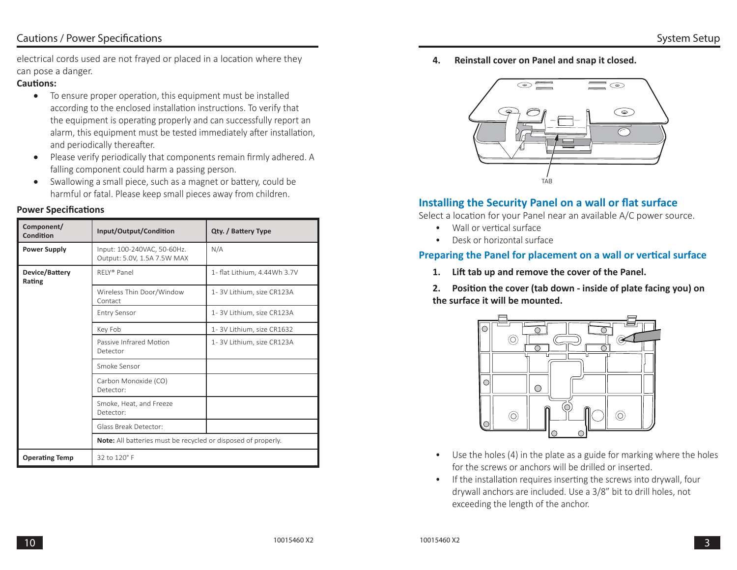## Cautions / Power Specifications

electrical cords used are not frayed or placed in a location where they can pose a danger.

**Cautions:**

- To ensure proper operation, this equipment must be installed according to the enclosed installation instructions. To verify that the equipment is operating properly and can successfully report an alarm, this equipment must be tested immediately after installation, and periodically thereafter.
- Please verify periodically that components remain firmly adhered. A falling component could harm a passing person.
- Swallowing a small piece, such as a magnet or battery, could be harmful or fatal. Please keep small pieces away from children.

**Power Specifications**

| Component/ Condition | Input/Output/Condition | Qty. / Battery Type |
|---|---|---|
| **Power Supply** | Input: 100-240VAC, 50-60Hz. Output: 5.0V, 1.5A 7.5W MAX | N/A |
| **Device/Battery Rating** | RELY® Panel | 1- flat Lithium, 4.44Wh 3.7V |
| | Wireless Thin Door/Window Contact | 1- 3V Lithium, size CR123A |
| | Entry Sensor | 1- 3V Lithium, size CR123A |
| | Key Fob | 1- 3V Lithium, size CR1632 |
| | Passive Infrared Motion Detector | 1- 3V Lithium, size CR123A |
| | Smoke Sensor | |
| | Carbon Monoxide (CO) Detector: | |
| | Smoke, Heat, and Freeze Detector: | |
| | Glass Break Detector: | |
| | **Note:** All batteries must be recycled or disposed of properly. | |
| **Operating Temp** | 32 to 120° F | |

## System Setup

**4. Reinstall cover on Panel and snap it closed.**

TAB

## Installing the Security Panel on a wall or flat surface

Select a location for your Panel near an available A/C power source.

- Wall or vertical surface
- Desk or horizontal surface

### Preparing the Panel for placement on a wall or vertical surface

**1. Lift tab up and remove the cover of the Panel.**

**2. Position the cover (tab down - inside of plate facing you) on the surface it will be mounted.**

- Use the holes (4) in the plate as a guide for marking where the holes for the screws or anchors will be drilled or inserted.
- If the installation requires inserting the screws into drywall, four drywall anchors are included. Use a 3/8" bit to drill holes, not exceeding the length of the anchor.

10015460 X2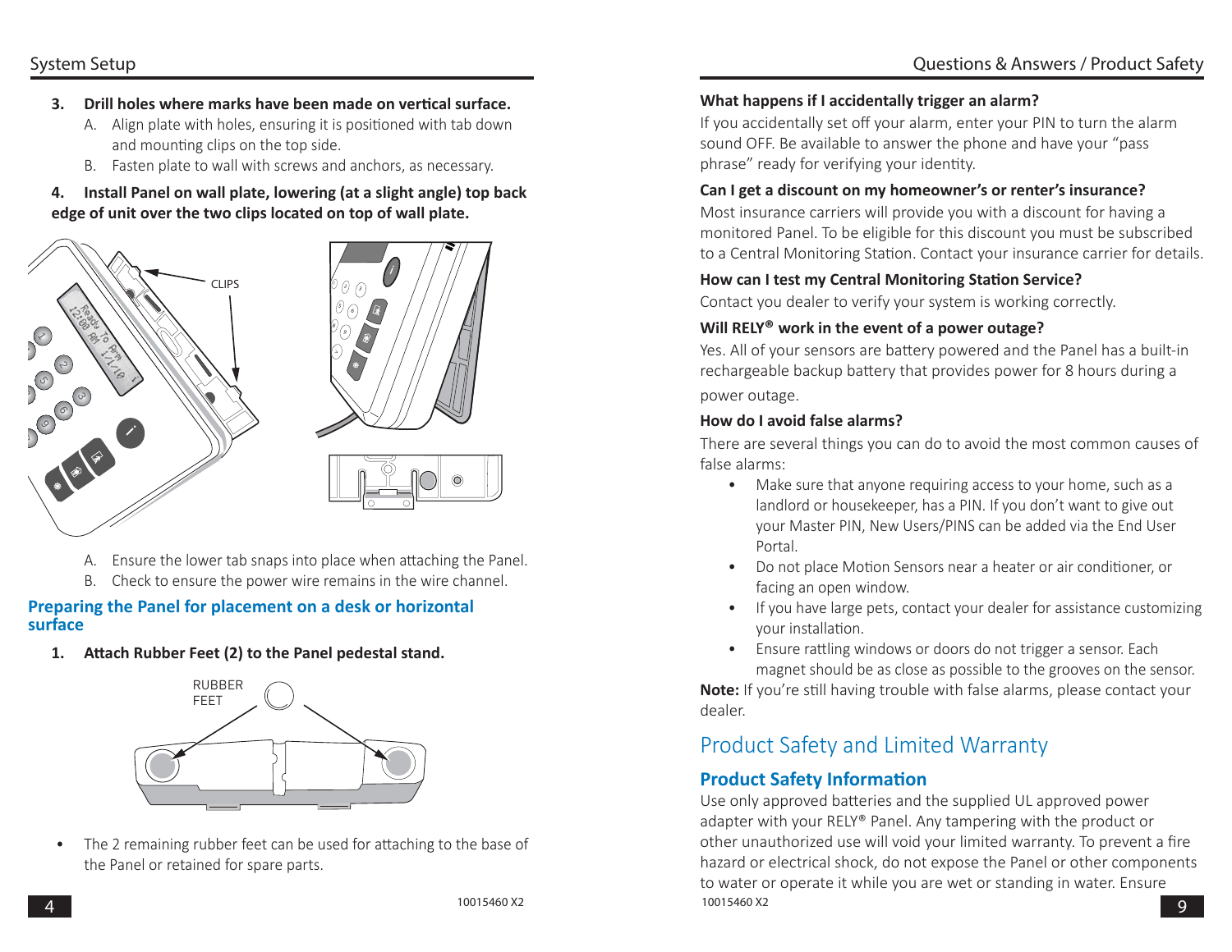3. **Drill holes where marks have been made on vertical surface.**
   A. Align plate with holes, ensuring it is positioned with tab down and mounting clips on the top side.
   B. Fasten plate to wall with screws and anchors, as necessary.

4. **Install Panel on wall plate, lowering (at a slight angle) top back edge of unit over the two clips located on top of wall plate.**

   A. Ensure the lower tab snaps into place when attaching the Panel.
   B. Check to ensure the power wire remains in the wire channel.

## Preparing the Panel for placement on a desk or horizontal surface

1. **Attach Rubber Feet (2) to the Panel pedestal stand.**

- The 2 remaining rubber feet can be used for attaching to the base of the Panel or retained for spare parts.

10015460 X2

**What happens if I accidentally trigger an alarm?**
If you accidentally set off your alarm, enter your PIN to turn the alarm sound OFF. Be available to answer the phone and have your "pass phrase" ready for verifying your identity.

**Can I get a discount on my homeowner's or renter's insurance?**
Most insurance carriers will provide you with a discount for having a monitored Panel. To be eligible for this discount you must be subscribed to a Central Monitoring Station. Contact your insurance carrier for details.

**How can I test my Central Monitoring Station Service?**
Contact you dealer to verify your system is working correctly.

**Will RELY® work in the event of a power outage?**
Yes. All of your sensors are battery powered and the Panel has a built-in rechargeable backup battery that provides power for 8 hours during a power outage.

**How do I avoid false alarms?**
There are several things you can do to avoid the most common causes of false alarms:

- Make sure that anyone requiring access to your home, such as a landlord or housekeeper, has a PIN. If you don't want to give out your Master PIN, New Users/PINS can be added via the End User Portal.
- Do not place Motion Sensors near a heater or air conditioner, or facing an open window.
- If you have large pets, contact your dealer for assistance customizing your installation.
- Ensure rattling windows or doors do not trigger a sensor. Each magnet should be as close as possible to the grooves on the sensor.

**Note:** If you're still having trouble with false alarms, please contact your dealer.

# Product Safety and Limited Warranty

## Product Safety Information

Use only approved batteries and the supplied UL approved power adapter with your RELY® Panel. Any tampering with the product or other unauthorized use will void your limited warranty. To prevent a fire hazard or electrical shock, do not expose the Panel or other components to water or operate it while you are wet or standing in water. Ensure

10015460 X2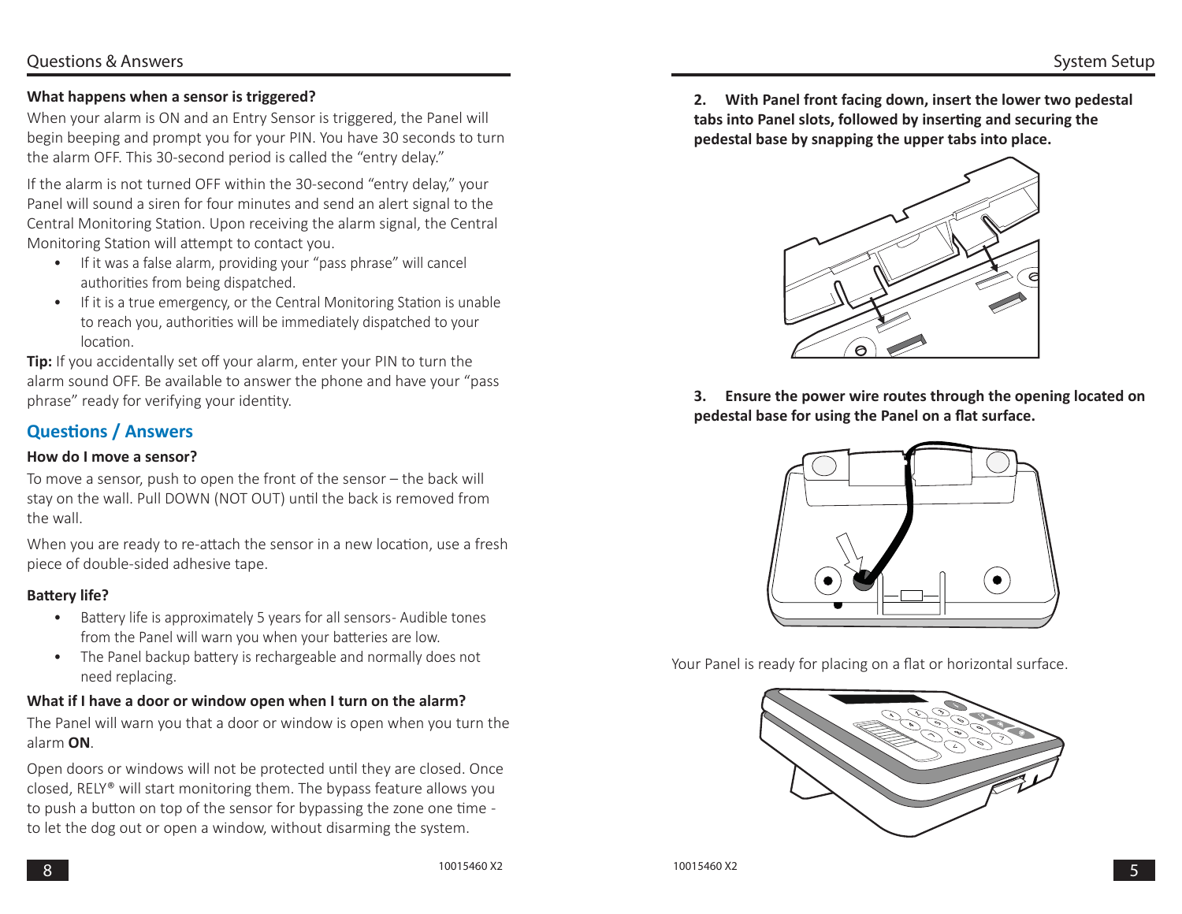## Questions & Answers

**What happens when a sensor is triggered?**

When your alarm is ON and an Entry Sensor is triggered, the Panel will begin beeping and prompt you for your PIN. You have 30 seconds to turn the alarm OFF. This 30-second period is called the "entry delay."

If the alarm is not turned OFF within the 30-second "entry delay," your Panel will sound a siren for four minutes and send an alert signal to the Central Monitoring Station. Upon receiving the alarm signal, the Central Monitoring Station will attempt to contact you.

- If it was a false alarm, providing your "pass phrase" will cancel authorities from being dispatched.
- If it is a true emergency, or the Central Monitoring Station is unable to reach you, authorities will be immediately dispatched to your location.

**Tip:** If you accidentally set off your alarm, enter your PIN to turn the alarm sound OFF. Be available to answer the phone and have your "pass phrase" ready for verifying your identity.

## Questions / Answers

**How do I move a sensor?**

To move a sensor, push to open the front of the sensor – the back will stay on the wall. Pull DOWN (NOT OUT) until the back is removed from the wall.

When you are ready to re-attach the sensor in a new location, use a fresh piece of double-sided adhesive tape.

**Battery life?**

- Battery life is approximately 5 years for all sensors- Audible tones from the Panel will warn you when your batteries are low.
- The Panel backup battery is rechargeable and normally does not need replacing.

**What if I have a door or window open when I turn on the alarm?**

The Panel will warn you that a door or window is open when you turn the alarm **ON**.

Open doors or windows will not be protected until they are closed. Once closed, RELY® will start monitoring them. The bypass feature allows you to push a button on top of the sensor for bypassing the zone one time - to let the dog out or open a window, without disarming the system.

## System Setup

**2. With Panel front facing down, insert the lower two pedestal tabs into Panel slots, followed by inserting and securing the pedestal base by snapping the upper tabs into place.**

**3. Ensure the power wire routes through the opening located on pedestal base for using the Panel on a flat surface.**

Your Panel is ready for placing on a flat or horizontal surface.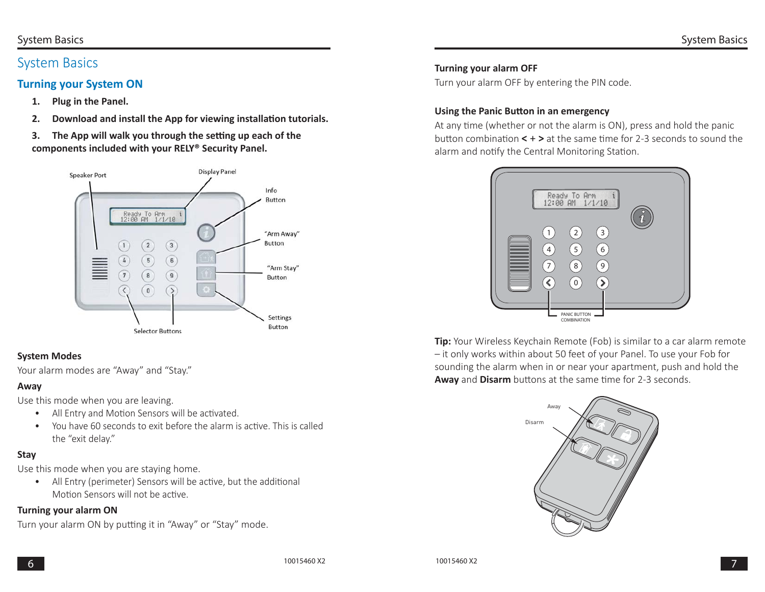# System Basics

## Turning your System ON

1. **Plug in the Panel.**
2. **Download and install the App for viewing installation tutorials.**
3. **The App will walk you through the setting up each of the components included with your RELY® Security Panel.**

Speaker Port

Display Panel

Info Button

"Arm Away" Button

"Arm Stay" Button

Settings Button

Selector Buttons

### System Modes

Your alarm modes are "Away" and "Stay."

### Away

Use this mode when you are leaving.

- All Entry and Motion Sensors will be activated.
- You have 60 seconds to exit before the alarm is active. This is called the "exit delay."

### Stay

Use this mode when you are staying home.

- All Entry (perimeter) Sensors will be active, but the additional Motion Sensors will not be active.

### Turning your alarm ON

Turn your alarm ON by putting it in "Away" or "Stay" mode.

### Turning your alarm OFF

Turn your alarm OFF by entering the PIN code.

### Using the Panic Button in an emergency

At any time (whether or not the alarm is ON), press and hold the panic button combination **< + >** at the same time for 2-3 seconds to sound the alarm and notify the Central Monitoring Station.

PANIC BUTTON COMBINATION

**Tip:** Your Wireless Keychain Remote (Fob) is similar to a car alarm remote – it only works within about 50 feet of your Panel. To use your Fob for sounding the alarm when in or near your apartment, push and hold the **Away** and **Disarm** buttons at the same time for 2-3 seconds.

Away

Disarm